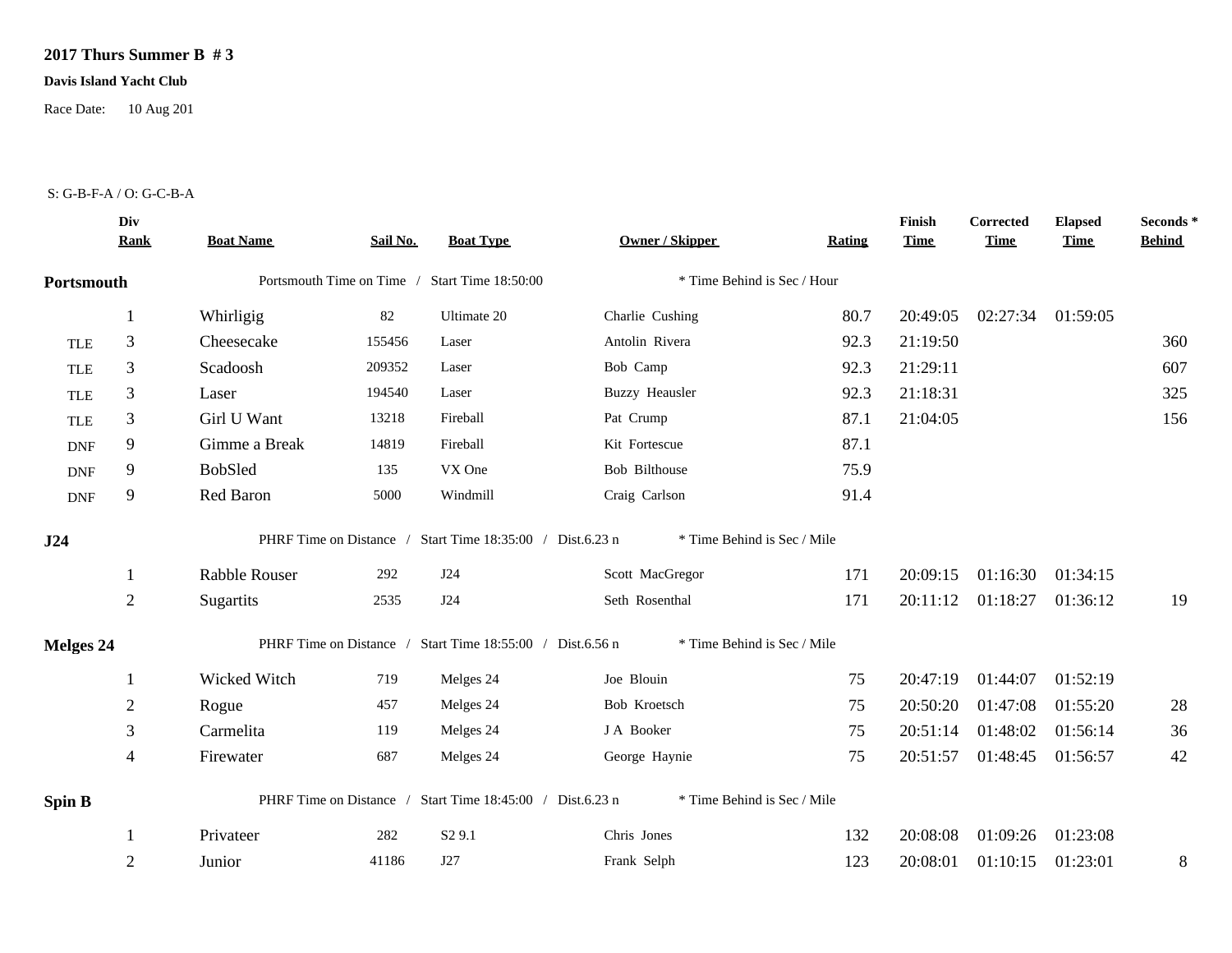# 2017 Thurs Summer B # 3

**Davis Island Yacht Club**

Race Date: 10 Aug 201

S: G-B-F-A / O: G-C-B-A

| | Div Rank | Boat Name | Sail No. | Boat Type | Owner / Skipper | Rating | Finish Time | Corrected Time | Elapsed Time | Seconds * Behind |
|---|---|---|---|---|---|---|---|---|---|---|
| **Portsmouth** | | Portsmouth Time on Time / Start Time 18:50:00 | | | * Time Behind is Sec / Hour | | | | | |
| | 1 | Whirligig | 82 | Ultimate 20 | Charlie Cushing | 80.7 | 20:49:05 | 02:27:34 | 01:59:05 | |
| TLE | 3 | Cheesecake | 155456 | Laser | Antolin Rivera | 92.3 | 21:19:50 | | | 360 |
| TLE | 3 | Scadoosh | 209352 | Laser | Bob Camp | 92.3 | 21:29:11 | | | 607 |
| TLE | 3 | Laser | 194540 | Laser | Buzzy Heausler | 92.3 | 21:18:31 | | | 325 |
| TLE | 3 | Girl U Want | 13218 | Fireball | Pat Crump | 87.1 | 21:04:05 | | | 156 |
| DNF | 9 | Gimme a Break | 14819 | Fireball | Kit Fortescue | 87.1 | | | | |
| DNF | 9 | BobSled | 135 | VX One | Bob Bilthouse | 75.9 | | | | |
| DNF | 9 | Red Baron | 5000 | Windmill | Craig Carlson | 91.4 | | | | |
| **J24** | | PHRF Time on Distance / Start Time 18:35:00 / Dist.6.23 n | | | * Time Behind is Sec / Mile | | | | | |
| | 1 | Rabble Rouser | 292 | J24 | Scott MacGregor | 171 | 20:09:15 | 01:16:30 | 01:34:15 | |
| | 2 | Sugartits | 2535 | J24 | Seth Rosenthal | 171 | 20:11:12 | 01:18:27 | 01:36:12 | 19 |
| **Melges 24** | | PHRF Time on Distance / Start Time 18:55:00 / Dist.6.56 n | | | * Time Behind is Sec / Mile | | | | | |
| | 1 | Wicked Witch | 719 | Melges 24 | Joe Blouin | 75 | 20:47:19 | 01:44:07 | 01:52:19 | |
| | 2 | Rogue | 457 | Melges 24 | Bob Kroetsch | 75 | 20:50:20 | 01:47:08 | 01:55:20 | 28 |
| | 3 | Carmelita | 119 | Melges 24 | J A Booker | 75 | 20:51:14 | 01:48:02 | 01:56:14 | 36 |
| | 4 | Firewater | 687 | Melges 24 | George Haynie | 75 | 20:51:57 | 01:48:45 | 01:56:57 | 42 |
| **Spin B** | | PHRF Time on Distance / Start Time 18:45:00 / Dist.6.23 n | | | * Time Behind is Sec / Mile | | | | | |
| | 1 | Privateer | 282 | S2 9.1 | Chris Jones | 132 | 20:08:08 | 01:09:26 | 01:23:08 | |
| | 2 | Junior | 41186 | J27 | Frank Selph | 123 | 20:08:01 | 01:10:15 | 01:23:01 | 8 |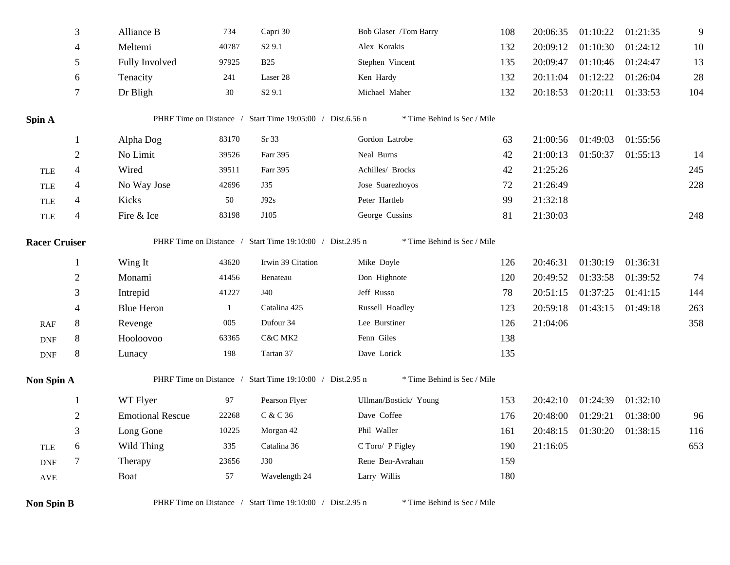| | Place | Boat | Sail # | Type | Skipper | PHRF | Finish | Corrected | Elapsed | Behind* |
|---|---|---|---|---|---|---|---|---|---|---|
| | 3 | Alliance B | 734 | Capri 30 | Bob Glaser /Tom Barry | 108 | 20:06:35 | 01:10:22 | 01:21:35 | 9 |
| | 4 | Meltemi | 40787 | S2 9.1 | Alex Korakis | 132 | 20:09:12 | 01:10:30 | 01:24:12 | 10 |
| | 5 | Fully Involved | 97925 | B25 | Stephen Vincent | 135 | 20:09:47 | 01:10:46 | 01:24:47 | 13 |
| | 6 | Tenacity | 241 | Laser 28 | Ken Hardy | 132 | 20:11:04 | 01:12:22 | 01:26:04 | 28 |
| | 7 | Dr Bligh | 30 | S2 9.1 | Michael Maher | 132 | 20:18:53 | 01:20:11 | 01:33:53 | 104 |

**Spin A** — PHRF Time on Distance / Start Time 19:05:00 / Dist.6.56 n — * Time Behind is Sec / Mile

| | Place | Boat | Sail # | Type | Skipper | PHRF | Finish | Corrected | Elapsed | Behind* |
|---|---|---|---|---|---|---|---|---|---|---|
| | 1 | Alpha Dog | 83170 | Sr 33 | Gordon Latrobe | 63 | 21:00:56 | 01:49:03 | 01:55:56 | |
| | 2 | No Limit | 39526 | Farr 395 | Neal Burns | 42 | 21:00:13 | 01:50:37 | 01:55:13 | 14 |
| TLE | 4 | Wired | 39511 | Farr 395 | Achilles/ Brocks | 42 | 21:25:26 | | | 245 |
| TLE | 4 | No Way Jose | 42696 | J35 | Jose Suarezhoyos | 72 | 21:26:49 | | | 228 |
| TLE | 4 | Kicks | 50 | J92s | Peter Hartleb | 99 | 21:32:18 | | | |
| TLE | 4 | Fire & Ice | 83198 | J105 | George Cussins | 81 | 21:30:03 | | | 248 |

**Racer Cruiser** — PHRF Time on Distance / Start Time 19:10:00 / Dist.2.95 n — * Time Behind is Sec / Mile

| | Place | Boat | Sail # | Type | Skipper | PHRF | Finish | Corrected | Elapsed | Behind* |
|---|---|---|---|---|---|---|---|---|---|---|
| | 1 | Wing It | 43620 | Irwin 39 Citation | Mike Doyle | 126 | 20:46:31 | 01:30:19 | 01:36:31 | |
| | 2 | Monami | 41456 | Benateau | Don Highnote | 120 | 20:49:52 | 01:33:58 | 01:39:52 | 74 |
| | 3 | Intrepid | 41227 | J40 | Jeff Russo | 78 | 20:51:15 | 01:37:25 | 01:41:15 | 144 |
| | 4 | Blue Heron | 1 | Catalina 425 | Russell Hoadley | 123 | 20:59:18 | 01:43:15 | 01:49:18 | 263 |
| RAF | 8 | Revenge | 005 | Dufour 34 | Lee Burstiner | 126 | 21:04:06 | | | 358 |
| DNF | 8 | Hooloovoo | 63365 | C&C MK2 | Fenn Giles | 138 | | | | |
| DNF | 8 | Lunacy | 198 | Tartan 37 | Dave Lorick | 135 | | | | |

**Non Spin A** — PHRF Time on Distance / Start Time 19:10:00 / Dist.2.95 n — * Time Behind is Sec / Mile

| | Place | Boat | Sail # | Type | Skipper | PHRF | Finish | Corrected | Elapsed | Behind* |
|---|---|---|---|---|---|---|---|---|---|---|
| | 1 | WT Flyer | 97 | Pearson Flyer | Ullman/Bostick/ Young | 153 | 20:42:10 | 01:24:39 | 01:32:10 | |
| | 2 | Emotional Rescue | 22268 | C & C 36 | Dave Coffee | 176 | 20:48:00 | 01:29:21 | 01:38:00 | 96 |
| | 3 | Long Gone | 10225 | Morgan 42 | Phil Waller | 161 | 20:48:15 | 01:30:20 | 01:38:15 | 116 |
| TLE | 6 | Wild Thing | 335 | Catalina 36 | C Toro/ P Figley | 190 | 21:16:05 | | | 653 |
| DNF | 7 | Therapy | 23656 | J30 | Rene Ben-Avrahan | 159 | | | | |
| AVE | | Boat | 57 | Wavelength 24 | Larry Willis | 180 | | | | |

**Non Spin B** — PHRF Time on Distance / Start Time 19:10:00 / Dist.2.95 n — * Time Behind is Sec / Mile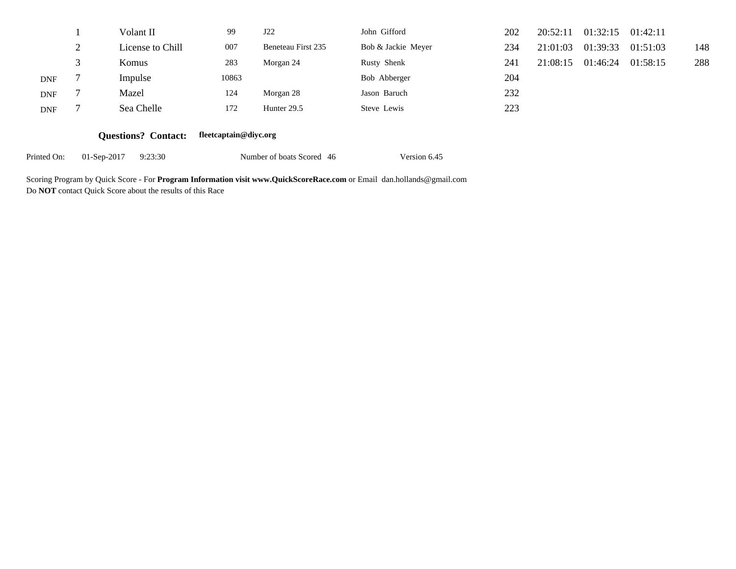| | | | | | | | | | | |
|---|---|---|---|---|---|---|---|---|---|---|
| | 1 | Volant II | 99 | J22 | John Gifford | 202 | 20:52:11 | 01:32:15 | 01:42:11 | |
| | 2 | License to Chill | 007 | Beneteau First 235 | Bob & Jackie Meyer | 234 | 21:01:03 | 01:39:33 | 01:51:03 | 148 |
| | 3 | Komus | 283 | Morgan 24 | Rusty Shenk | 241 | 21:08:15 | 01:46:24 | 01:58:15 | 288 |
| DNF | 7 | Impulse | 10863 | | Bob Abberger | 204 | | | | |
| DNF | 7 | Mazel | 124 | Morgan 28 | Jason Baruch | 232 | | | | |
| DNF | 7 | Sea Chelle | 172 | Hunter 29.5 | Steve Lewis | 223 | | | | |

**Questions? Contact:** **fleetcaptain@diyc.org**

Printed On: 01-Sep-2017 9:23:30 Number of boats Scored 46 Version 6.45

Scoring Program by Quick Score - For **Program Information visit www.QuickScoreRace.com** or Email dan.hollands@gmail.com
Do **NOT** contact Quick Score about the results of this Race